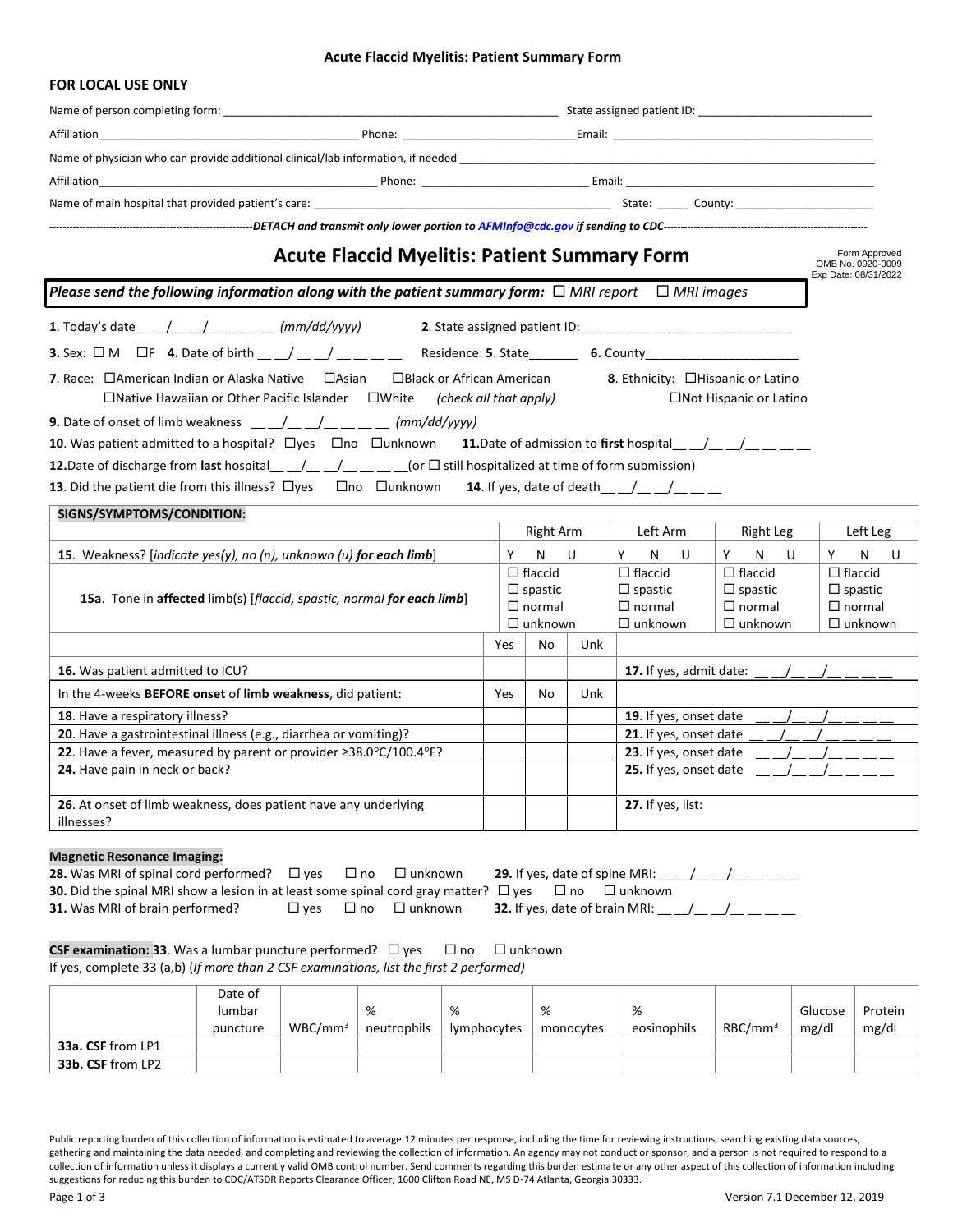### Acute Flaccid Myelitis: Patient Summary Form

**FOR LOCAL USE ONLY**

Name of person completing form: ______________________________ State assigned patient ID: ______________________

Affiliation______________________________ Phone: ____________________ Email: ______________________________

Name of physician who can provide additional clinical/lab information, if needed ______________________________

Affiliation______________________________ Phone: ____________________ Email: ______________________________

Name of main hospital that provided patient's care: ______________________________ State: _____ County: ____________

------------------------------*DETACH and transmit only lower portion to AFMInfo@cdc.gov if sending to CDC*------------------------------

# Acute Flaccid Myelitis: Patient Summary Form

Form Approved
OMB No. 0920-0009
Exp Date: 08/31/2022

*Please send the following information along with the patient summary form:* ☐ *MRI report* ☐ *MRI images*

**1**. Today's date__ __/__ __/__ __ __ __ *(mm/dd/yyyy)* **2**. State assigned patient ID: ______________________

**3.** Sex: ☐ M ☐F **4.** Date of birth __ __/__ __/__ __ __ __ Residence: **5**. State_______ **6.** County______________________

**7**. Race: ☐American Indian or Alaska Native ☐Asian ☐Black or African American ☐Native Hawaiian or Other Pacific Islander ☐White *(check all that apply)*

**8**. Ethnicity: ☐Hispanic or Latino ☐Not Hispanic or Latino

**9.** Date of onset of limb weakness __ __/__ __/__ __ __ __ *(mm/dd/yyyy)*

**10**. Was patient admitted to a hospital? ☐yes ☐no ☐unknown **11.**Date of admission to **first** hospital__ __/__ __/__ __ __ __

**12.**Date of discharge from **last** hospital__ __/__ __/__ __ __ __(or ☐ still hospitalized at time of form submission)

**13**. Did the patient die from this illness? ☐yes ☐no ☐unknown **14**. If yes, date of death__ __/__ __/__ __ __

| SIGNS/SYMPTOMS/CONDITION: | Right Arm | Left Arm | Right Leg | Left Leg |
|---|---|---|---|---|
| **15**. Weakness? [*indicate yes(y), no (n), unknown (u) **for each limb***] | Y N U | Y N U | Y N U | Y N U |
| **15a**. Tone in **affected** limb(s) [*flaccid, spastic, normal **for each limb***] | ☐ flaccid ☐ spastic ☐ normal ☐ unknown | ☐ flaccid ☐ spastic ☐ normal ☐ unknown | ☐ flaccid ☐ spastic ☐ normal ☐ unknown | ☐ flaccid ☐ spastic ☐ normal ☐ unknown |

| | Yes | No | Unk | |
|---|---|---|---|---|
| **16.** Was patient admitted to ICU? | | | | **17.** If yes, admit date: __ __/__ __/__ __ __ __ |
| In the 4-weeks **BEFORE onset** of **limb weakness**, did patient: | Yes | No | Unk | |
| **18**. Have a respiratory illness? | | | | **19**. If yes, onset date __ __/__ __/__ __ __ __ |
| **20**. Have a gastrointestinal illness (e.g., diarrhea or vomiting)? | | | | **21**. If yes, onset date __ __/__ __/__ __ __ __ |
| **22**. Have a fever, measured by parent or provider ≥38.0°C/100.4°F? | | | | **23**. If yes, onset date __ __/__ __/__ __ __ __ |
| **24.** Have pain in neck or back? | | | | **25.** If yes, onset date __ __/__ __/__ __ __ __ |
| **26**. At onset of limb weakness, does patient have any underlying illnesses? | | | | **27.** If yes, list: |

**Magnetic Resonance Imaging:**

**28.** Was MRI of spinal cord performed? ☐ yes ☐ no ☐ unknown **29.** If yes, date of spine MRI: __ __/__ __/__ __ __ __

**30.** Did the spinal MRI show a lesion in at least some spinal cord gray matter? ☐ yes ☐ no ☐ unknown

**31.** Was MRI of brain performed? ☐ yes ☐ no ☐ unknown **32.** If yes, date of brain MRI: __ __/__ __/__ __ __ __

**CSF examination: 33**. Was a lumbar puncture performed? ☐ yes ☐ no ☐ unknown

If yes, complete 33 (a,b) (*If more than 2 CSF examinations, list the first 2 performed)*

| | Date of lumbar puncture | WBC/mm³ | % neutrophils | % lymphocytes | % monocytes | % eosinophils | RBC/mm³ | Glucose mg/dl | Protein mg/dl |
|---|---|---|---|---|---|---|---|---|---|
| **33a. CSF** from LP1 | | | | | | | | | |
| **33b. CSF** from LP2 | | | | | | | | | |

Public reporting burden of this collection of information is estimated to average 12 minutes per response, including the time for reviewing instructions, searching existing data sources, gathering and maintaining the data needed, and completing and reviewing the collection of information. An agency may not conduct or sponsor, and a person is not required to respond to a collection of information unless it displays a currently valid OMB control number. Send comments regarding this burden estimate or any other aspect of this collection of information including suggestions for reducing this burden to CDC/ATSDR Reports Clearance Officer; 1600 Clifton Road NE, MS D-74 Atlanta, Georgia 30333.

Version 7.1 December 12, 2019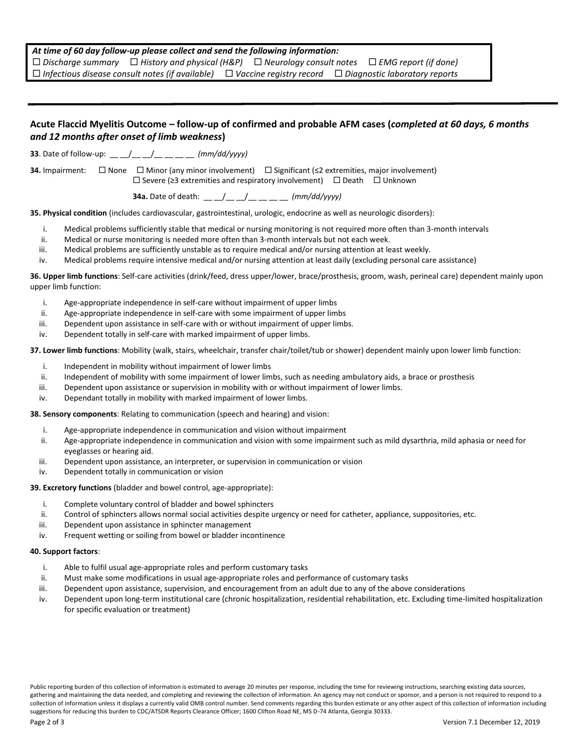***At time of 60 day follow-up please collect and send the following information:***

☐ *Discharge summary* ☐ *History and physical (H&P)* ☐ *Neurology consult notes* ☐ *EMG report (if done)*
☐ *Infectious disease consult notes (if available)* ☐ *Vaccine registry record* ☐ *Diagnostic laboratory reports*

---

## Acute Flaccid Myelitis Outcome – follow-up of confirmed and probable AFM cases (*completed at 60 days, 6 months and 12 months after onset of limb weakness*)

**33**. Date of follow-up: __ __/__ __/__ __ __ __ *(mm/dd/yyyy)*

**34.** Impairment: ☐ None ☐ Minor (any minor involvement) ☐ Significant (≤2 extremities, major involvement) ☐ Severe (≥3 extremities and respiratory involvement) ☐ Death ☐ Unknown

**34a.** Date of death: __ __/__ __/__ __ __ __ *(mm/dd/yyyy)*

**35. Physical condition** (includes cardiovascular, gastrointestinal, urologic, endocrine as well as neurologic disorders):

i. Medical problems sufficiently stable that medical or nursing monitoring is not required more often than 3-month intervals
ii. Medical or nurse monitoring is needed more often than 3-month intervals but not each week.
iii. Medical problems are sufficiently unstable as to require medical and/or nursing attention at least weekly.
iv. Medical problems require intensive medical and/or nursing attention at least daily (excluding personal care assistance)

**36. Upper limb functions**: Self-care activities (drink/feed, dress upper/lower, brace/prosthesis, groom, wash, perineal care) dependent mainly upon upper limb function:

i. Age-appropriate independence in self-care without impairment of upper limbs
ii. Age-appropriate independence in self-care with some impairment of upper limbs
iii. Dependent upon assistance in self-care with or without impairment of upper limbs.
iv. Dependent totally in self-care with marked impairment of upper limbs.

**37. Lower limb functions**: Mobility (walk, stairs, wheelchair, transfer chair/toilet/tub or shower) dependent mainly upon lower limb function:

i. Independent in mobility without impairment of lower limbs
ii. Independent of mobility with some impairment of lower limbs, such as needing ambulatory aids, a brace or prosthesis
iii. Dependent upon assistance or supervision in mobility with or without impairment of lower limbs.
iv. Dependant totally in mobility with marked impairment of lower limbs.

**38. Sensory components**: Relating to communication (speech and hearing) and vision:

i. Age-appropriate independence in communication and vision without impairment
ii. Age-appropriate independence in communication and vision with some impairment such as mild dysarthria, mild aphasia or need for eyeglasses or hearing aid.
iii. Dependent upon assistance, an interpreter, or supervision in communication or vision
iv. Dependent totally in communication or vision

**39. Excretory functions** (bladder and bowel control, age-appropriate):

i. Complete voluntary control of bladder and bowel sphincters
ii. Control of sphincters allows normal social activities despite urgency or need for catheter, appliance, suppositories, etc.
iii. Dependent upon assistance in sphincter management
iv. Frequent wetting or soiling from bowel or bladder incontinence

**40. Support factors**:

i. Able to fulfil usual age-appropriate roles and perform customary tasks
ii. Must make some modifications in usual age-appropriate roles and performance of customary tasks
iii. Dependent upon assistance, supervision, and encouragement from an adult due to any of the above considerations
iv. Dependent upon long-term institutional care (chronic hospitalization, residential rehabilitation, etc. Excluding time-limited hospitalization for specific evaluation or treatment)

Public reporting burden of this collection of information is estimated to average 20 minutes per response, including the time for reviewing instructions, searching existing data sources, gathering and maintaining the data needed, and completing and reviewing the collection of information. An agency may not conduct or sponsor, and a person is not required to respond to a collection of information unless it displays a currently valid OMB control number. Send comments regarding this burden estimate or any other aspect of this collection of information including suggestions for reducing this burden to CDC/ATSDR Reports Clearance Officer; 1600 Clifton Road NE, MS D-74 Atlanta, Georgia 30333.

Version 7.1 December 12, 2019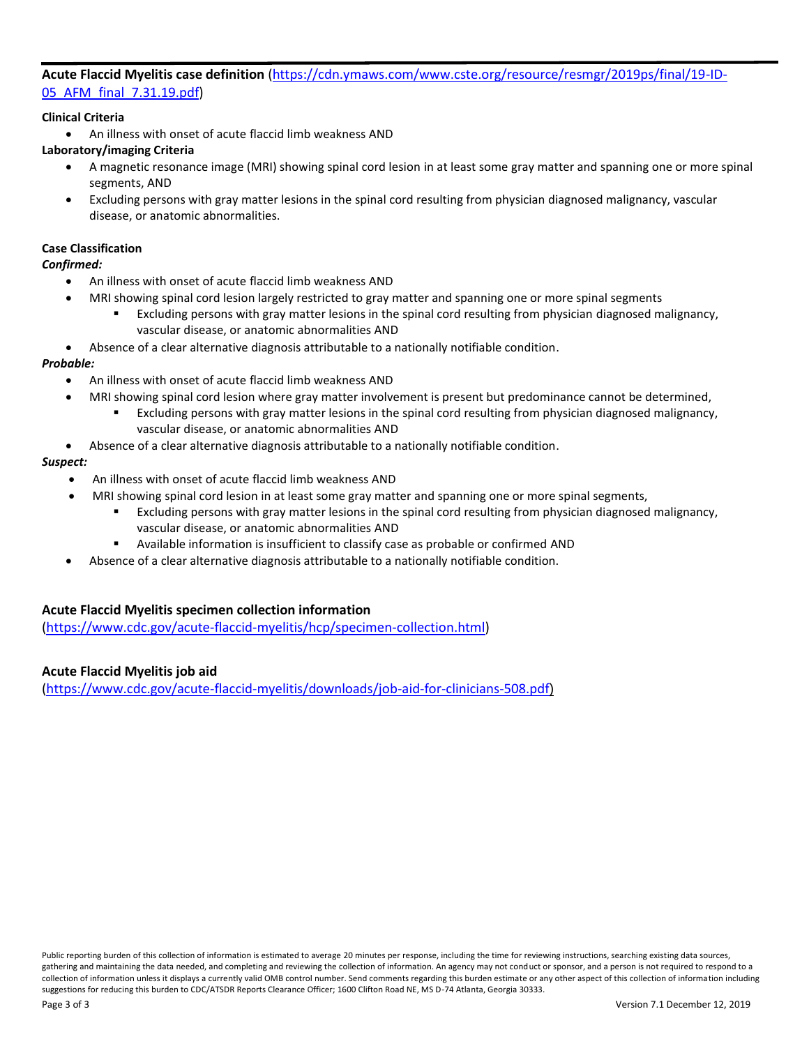**Acute Flaccid Myelitis case definition** (https://cdn.ymaws.com/www.cste.org/resource/resmgr/2019ps/final/19-ID-05_AFM_final_7.31.19.pdf)

**Clinical Criteria**

- An illness with onset of acute flaccid limb weakness AND

**Laboratory/imaging Criteria**

- A magnetic resonance image (MRI) showing spinal cord lesion in at least some gray matter and spanning one or more spinal segments, AND
- Excluding persons with gray matter lesions in the spinal cord resulting from physician diagnosed malignancy, vascular disease, or anatomic abnormalities.

**Case Classification**

***Confirmed:***

- An illness with onset of acute flaccid limb weakness AND
- MRI showing spinal cord lesion largely restricted to gray matter and spanning one or more spinal segments
  - Excluding persons with gray matter lesions in the spinal cord resulting from physician diagnosed malignancy, vascular disease, or anatomic abnormalities AND
- Absence of a clear alternative diagnosis attributable to a nationally notifiable condition.

***Probable:***

- An illness with onset of acute flaccid limb weakness AND
- MRI showing spinal cord lesion where gray matter involvement is present but predominance cannot be determined,
  - Excluding persons with gray matter lesions in the spinal cord resulting from physician diagnosed malignancy, vascular disease, or anatomic abnormalities AND
- Absence of a clear alternative diagnosis attributable to a nationally notifiable condition.

***Suspect:***

- An illness with onset of acute flaccid limb weakness AND
- MRI showing spinal cord lesion in at least some gray matter and spanning one or more spinal segments,
  - Excluding persons with gray matter lesions in the spinal cord resulting from physician diagnosed malignancy, vascular disease, or anatomic abnormalities AND
  - Available information is insufficient to classify case as probable or confirmed AND
- Absence of a clear alternative diagnosis attributable to a nationally notifiable condition.

**Acute Flaccid Myelitis specimen collection information**
(https://www.cdc.gov/acute-flaccid-myelitis/hcp/specimen-collection.html)

**Acute Flaccid Myelitis job aid**
(https://www.cdc.gov/acute-flaccid-myelitis/downloads/job-aid-for-clinicians-508.pdf)

Public reporting burden of this collection of information is estimated to average 20 minutes per response, including the time for reviewing instructions, searching existing data sources, gathering and maintaining the data needed, and completing and reviewing the collection of information. An agency may not conduct or sponsor, and a person is not required to respond to a collection of information unless it displays a currently valid OMB control number. Send comments regarding this burden estimate or any other aspect of this collection of information including suggestions for reducing this burden to CDC/ATSDR Reports Clearance Officer; 1600 Clifton Road NE, MS D-74 Atlanta, Georgia 30333.

Version 7.1 December 12, 2019